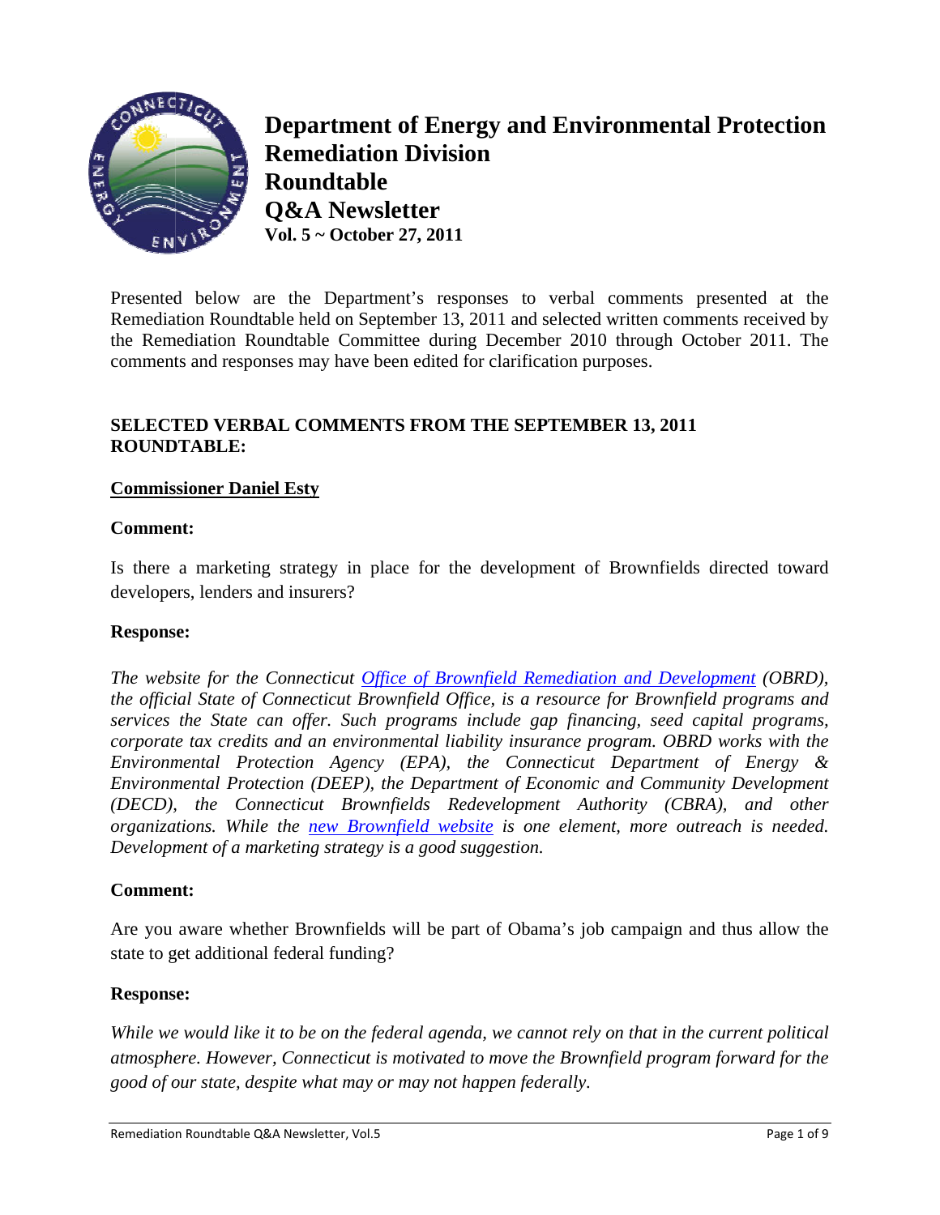# Department of Energy and Environmental Protection Remediation Division Roundtable Q&A Newsletter

**Vol. 5 ~ October 27, 2011**

Presented below are the Department's responses to verbal comments presented at the Remediation Roundtable held on September 13, 2011 and selected written comments received by the Remediation Roundtable Committee during December 2010 through October 2011. The comments and responses may have been edited for clarification purposes.

## SELECTED VERBAL COMMENTS FROM THE SEPTEMBER 13, 2011 ROUNDTABLE:

### Commissioner Daniel Esty

**Comment:**

Is there a marketing strategy in place for the development of Brownfields directed toward developers, lenders and insurers?

**Response:**

*The website for the Connecticut Office of Brownfield Remediation and Development (OBRD), the official State of Connecticut Brownfield Office, is a resource for Brownfield programs and services the State can offer. Such programs include gap financing, seed capital programs, corporate tax credits and an environmental liability insurance program. OBRD works with the Environmental Protection Agency (EPA), the Connecticut Department of Energy & Environmental Protection (DEEP), the Department of Economic and Community Development (DECD), the Connecticut Brownfields Redevelopment Authority (CBRA), and other organizations. While the new Brownfield website is one element, more outreach is needed. Development of a marketing strategy is a good suggestion.*

**Comment:**

Are you aware whether Brownfields will be part of Obama's job campaign and thus allow the state to get additional federal funding?

**Response:**

*While we would like it to be on the federal agenda, we cannot rely on that in the current political atmosphere. However, Connecticut is motivated to move the Brownfield program forward for the good of our state, despite what may or may not happen federally.*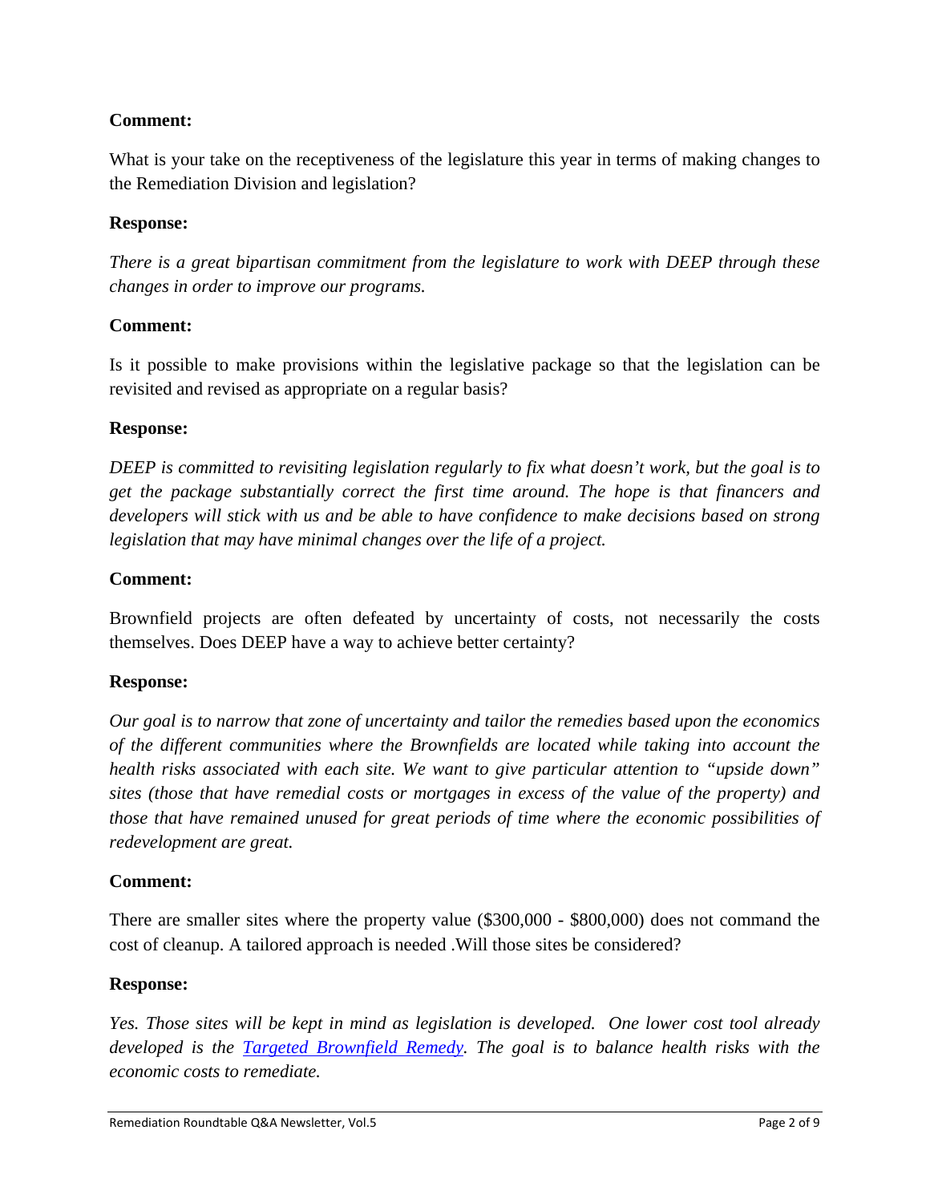**Comment:**

What is your take on the receptiveness of the legislature this year in terms of making changes to the Remediation Division and legislation?

**Response:**

*There is a great bipartisan commitment from the legislature to work with DEEP through these changes in order to improve our programs.*

**Comment:**

Is it possible to make provisions within the legislative package so that the legislation can be revisited and revised as appropriate on a regular basis?

**Response:**

*DEEP is committed to revisiting legislation regularly to fix what doesn't work, but the goal is to get the package substantially correct the first time around. The hope is that financers and developers will stick with us and be able to have confidence to make decisions based on strong legislation that may have minimal changes over the life of a project.*

**Comment:**

Brownfield projects are often defeated by uncertainty of costs, not necessarily the costs themselves. Does DEEP have a way to achieve better certainty?

**Response:**

*Our goal is to narrow that zone of uncertainty and tailor the remedies based upon the economics of the different communities where the Brownfields are located while taking into account the health risks associated with each site. We want to give particular attention to "upside down" sites (those that have remedial costs or mortgages in excess of the value of the property) and those that have remained unused for great periods of time where the economic possibilities of redevelopment are great.*

**Comment:**

There are smaller sites where the property value ($300,000 - $800,000) does not command the cost of cleanup. A tailored approach is needed .Will those sites be considered?

**Response:**

*Yes. Those sites will be kept in mind as legislation is developed. One lower cost tool already developed is the Targeted Brownfield Remedy. The goal is to balance health risks with the economic costs to remediate.*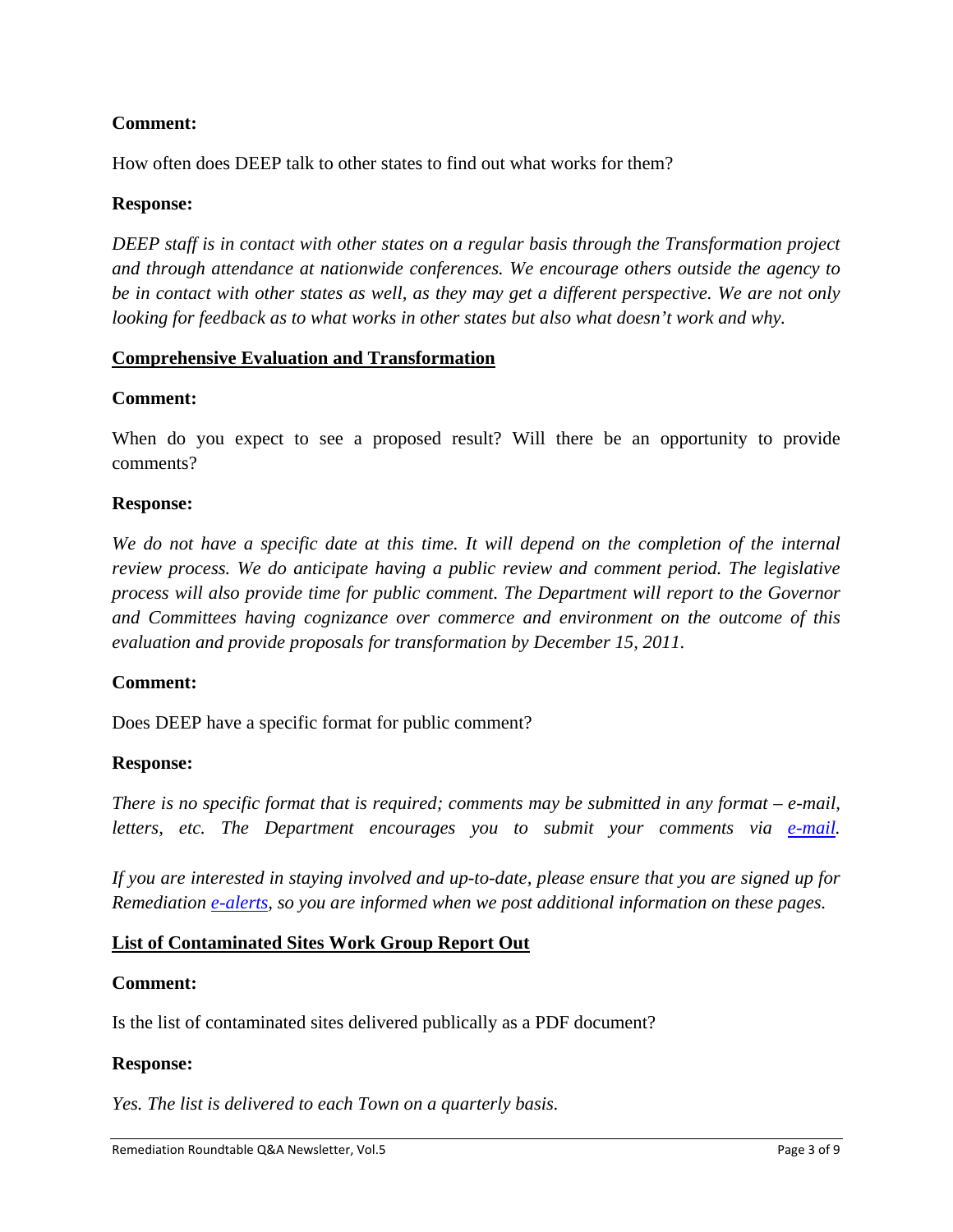**Comment:**

How often does DEEP talk to other states to find out what works for them?

**Response:**

*DEEP staff is in contact with other states on a regular basis through the Transformation project and through attendance at nationwide conferences. We encourage others outside the agency to be in contact with other states as well, as they may get a different perspective. We are not only looking for feedback as to what works in other states but also what doesn't work and why.*

## Comprehensive Evaluation and Transformation

**Comment:**

When do you expect to see a proposed result? Will there be an opportunity to provide comments?

**Response:**

*We do not have a specific date at this time. It will depend on the completion of the internal review process. We do anticipate having a public review and comment period. The legislative process will also provide time for public comment. The Department will report to the Governor and Committees having cognizance over commerce and environment on the outcome of this evaluation and provide proposals for transformation by December 15, 2011.*

**Comment:**

Does DEEP have a specific format for public comment?

**Response:**

*There is no specific format that is required; comments may be submitted in any format – e-mail, letters, etc. The Department encourages you to submit your comments via e-mail.*

*If you are interested in staying involved and up-to-date, please ensure that you are signed up for Remediation e-alerts, so you are informed when we post additional information on these pages.*

## List of Contaminated Sites Work Group Report Out

**Comment:**

Is the list of contaminated sites delivered publically as a PDF document?

**Response:**

*Yes. The list is delivered to each Town on a quarterly basis.*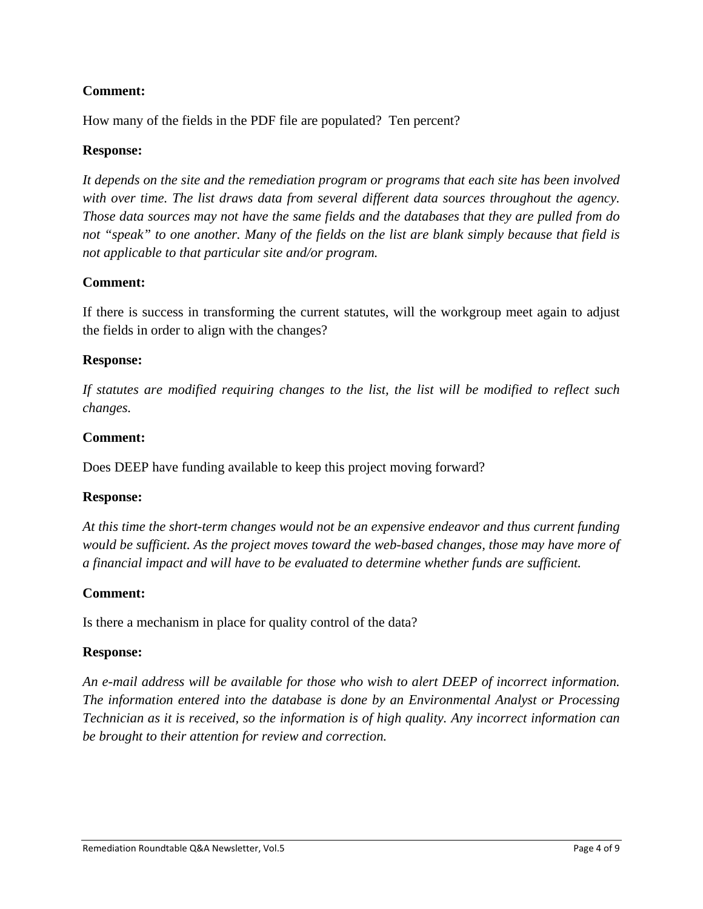**Comment:**

How many of the fields in the PDF file are populated? Ten percent?

**Response:**

*It depends on the site and the remediation program or programs that each site has been involved with over time. The list draws data from several different data sources throughout the agency. Those data sources may not have the same fields and the databases that they are pulled from do not "speak" to one another. Many of the fields on the list are blank simply because that field is not applicable to that particular site and/or program.*

**Comment:**

If there is success in transforming the current statutes, will the workgroup meet again to adjust the fields in order to align with the changes?

**Response:**

*If statutes are modified requiring changes to the list, the list will be modified to reflect such changes.*

**Comment:**

Does DEEP have funding available to keep this project moving forward?

**Response:**

*At this time the short-term changes would not be an expensive endeavor and thus current funding would be sufficient. As the project moves toward the web-based changes, those may have more of a financial impact and will have to be evaluated to determine whether funds are sufficient.*

**Comment:**

Is there a mechanism in place for quality control of the data?

**Response:**

*An e-mail address will be available for those who wish to alert DEEP of incorrect information. The information entered into the database is done by an Environmental Analyst or Processing Technician as it is received, so the information is of high quality. Any incorrect information can be brought to their attention for review and correction.*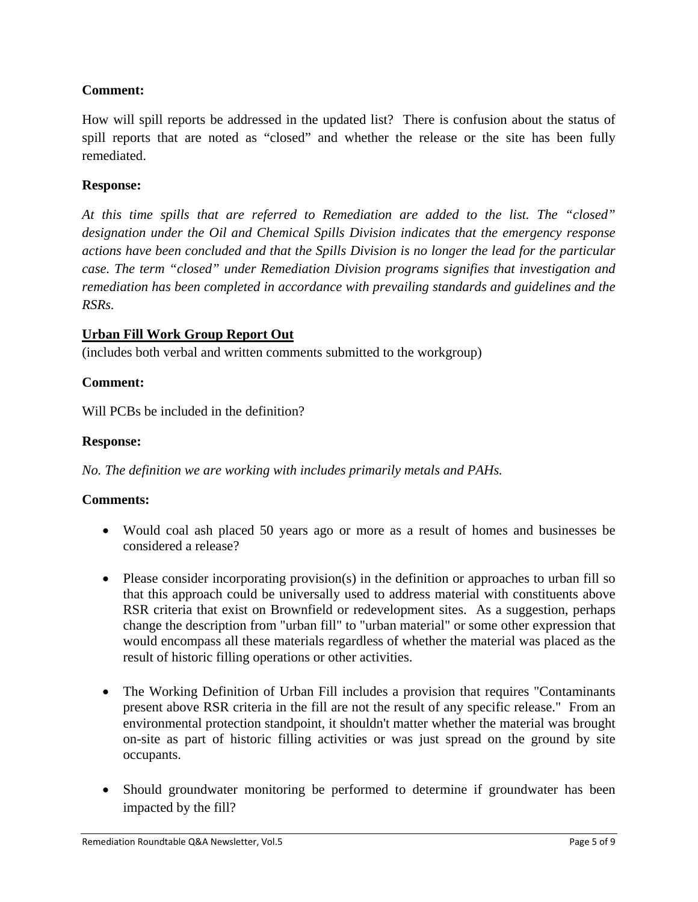**Comment:**

How will spill reports be addressed in the updated list? There is confusion about the status of spill reports that are noted as "closed" and whether the release or the site has been fully remediated.

**Response:**

*At this time spills that are referred to Remediation are added to the list. The "closed" designation under the Oil and Chemical Spills Division indicates that the emergency response actions have been concluded and that the Spills Division is no longer the lead for the particular case. The term "closed" under Remediation Division programs signifies that investigation and remediation has been completed in accordance with prevailing standards and guidelines and the RSRs.*

**<u>Urban Fill Work Group Report Out</u>**

(includes both verbal and written comments submitted to the workgroup)

**Comment:**

Will PCBs be included in the definition?

**Response:**

*No. The definition we are working with includes primarily metals and PAHs.*

**Comments:**

- Would coal ash placed 50 years ago or more as a result of homes and businesses be considered a release?

- Please consider incorporating provision(s) in the definition or approaches to urban fill so that this approach could be universally used to address material with constituents above RSR criteria that exist on Brownfield or redevelopment sites. As a suggestion, perhaps change the description from "urban fill" to "urban material" or some other expression that would encompass all these materials regardless of whether the material was placed as the result of historic filling operations or other activities.

- The Working Definition of Urban Fill includes a provision that requires "Contaminants present above RSR criteria in the fill are not the result of any specific release." From an environmental protection standpoint, it shouldn't matter whether the material was brought on-site as part of historic filling activities or was just spread on the ground by site occupants.

- Should groundwater monitoring be performed to determine if groundwater has been impacted by the fill?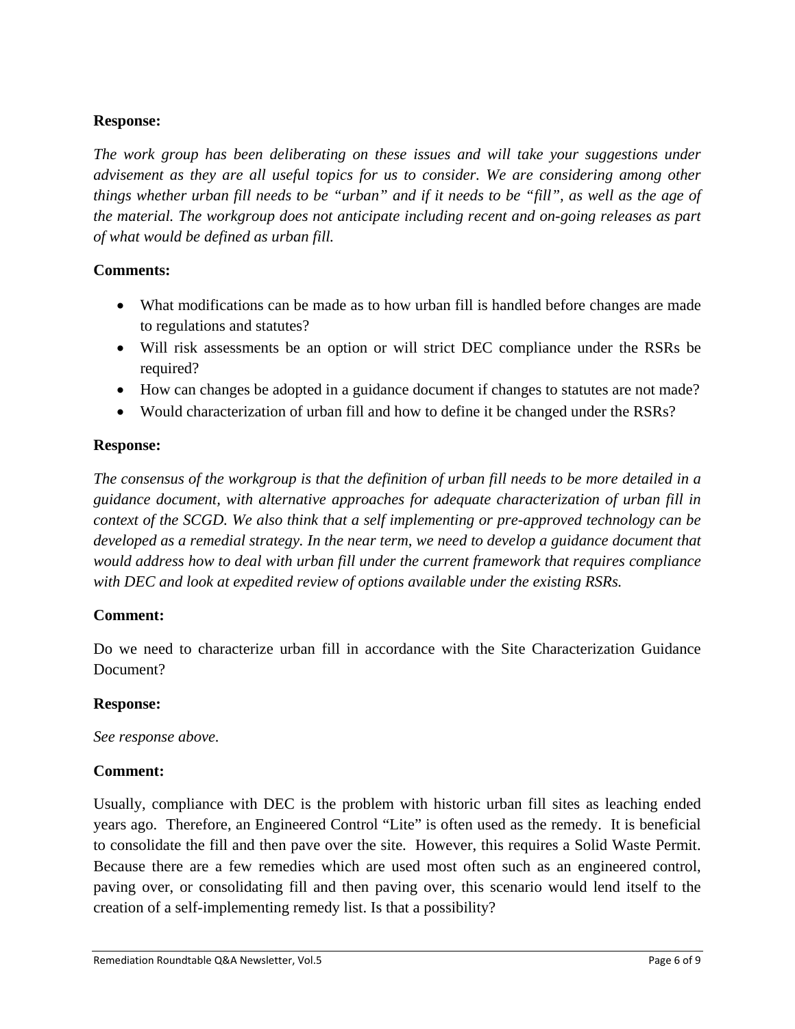**Response:**

*The work group has been deliberating on these issues and will take your suggestions under advisement as they are all useful topics for us to consider. We are considering among other things whether urban fill needs to be "urban" and if it needs to be "fill", as well as the age of the material. The workgroup does not anticipate including recent and on-going releases as part of what would be defined as urban fill.*

**Comments:**

- What modifications can be made as to how urban fill is handled before changes are made to regulations and statutes?
- Will risk assessments be an option or will strict DEC compliance under the RSRs be required?
- How can changes be adopted in a guidance document if changes to statutes are not made?
- Would characterization of urban fill and how to define it be changed under the RSRs?

**Response:**

*The consensus of the workgroup is that the definition of urban fill needs to be more detailed in a guidance document, with alternative approaches for adequate characterization of urban fill in context of the SCGD. We also think that a self implementing or pre-approved technology can be developed as a remedial strategy. In the near term, we need to develop a guidance document that would address how to deal with urban fill under the current framework that requires compliance with DEC and look at expedited review of options available under the existing RSRs.*

**Comment:**

Do we need to characterize urban fill in accordance with the Site Characterization Guidance Document?

**Response:**

*See response above.*

**Comment:**

Usually, compliance with DEC is the problem with historic urban fill sites as leaching ended years ago. Therefore, an Engineered Control "Lite" is often used as the remedy. It is beneficial to consolidate the fill and then pave over the site. However, this requires a Solid Waste Permit. Because there are a few remedies which are used most often such as an engineered control, paving over, or consolidating fill and then paving over, this scenario would lend itself to the creation of a self-implementing remedy list. Is that a possibility?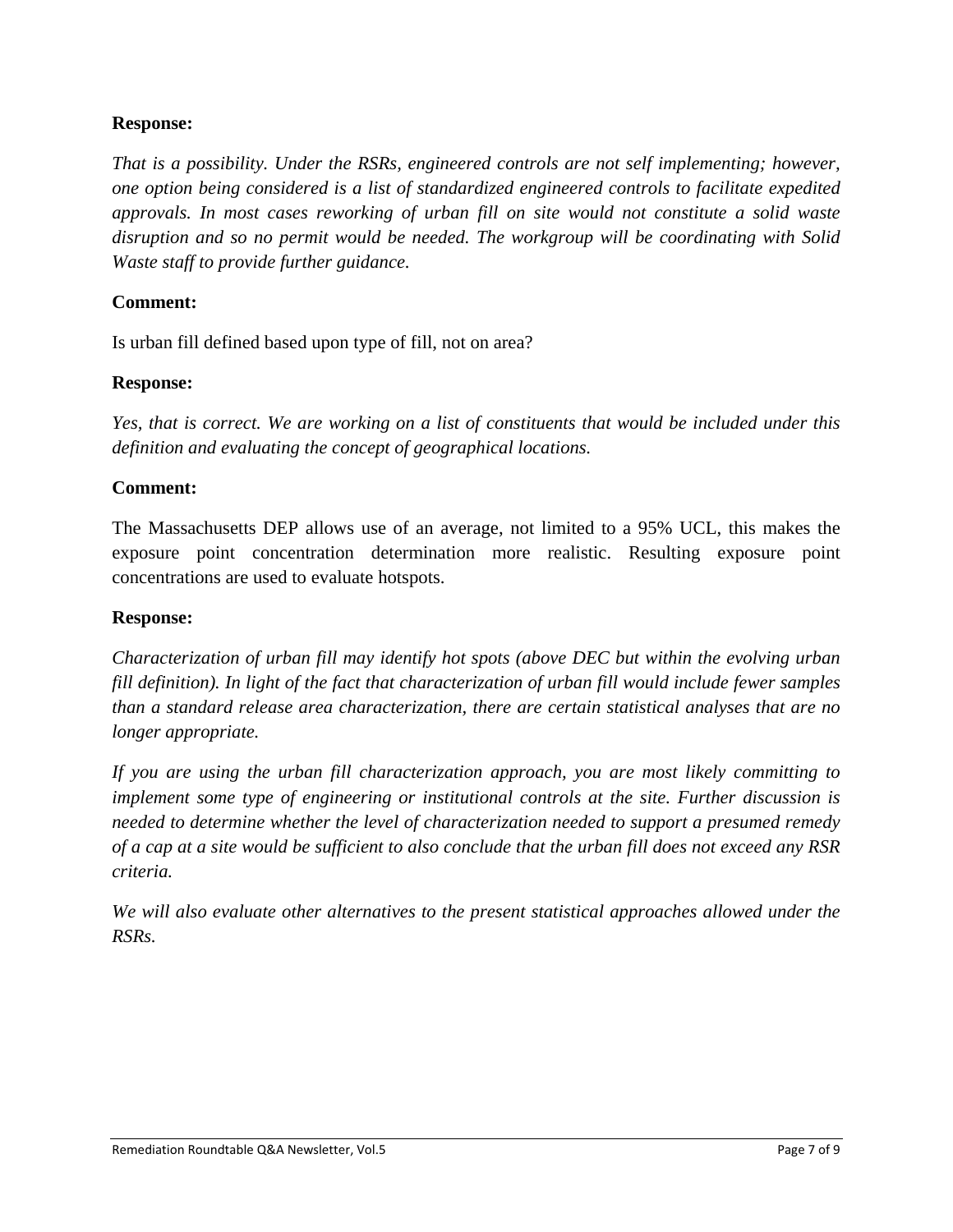**Response:**

*That is a possibility. Under the RSRs, engineered controls are not self implementing; however, one option being considered is a list of standardized engineered controls to facilitate expedited approvals. In most cases reworking of urban fill on site would not constitute a solid waste disruption and so no permit would be needed. The workgroup will be coordinating with Solid Waste staff to provide further guidance.*

**Comment:**

Is urban fill defined based upon type of fill, not on area?

**Response:**

*Yes, that is correct. We are working on a list of constituents that would be included under this definition and evaluating the concept of geographical locations.*

**Comment:**

The Massachusetts DEP allows use of an average, not limited to a 95% UCL, this makes the exposure point concentration determination more realistic. Resulting exposure point concentrations are used to evaluate hotspots.

**Response:**

*Characterization of urban fill may identify hot spots (above DEC but within the evolving urban fill definition). In light of the fact that characterization of urban fill would include fewer samples than a standard release area characterization, there are certain statistical analyses that are no longer appropriate.*

*If you are using the urban fill characterization approach, you are most likely committing to implement some type of engineering or institutional controls at the site. Further discussion is needed to determine whether the level of characterization needed to support a presumed remedy of a cap at a site would be sufficient to also conclude that the urban fill does not exceed any RSR criteria.*

*We will also evaluate other alternatives to the present statistical approaches allowed under the RSRs.*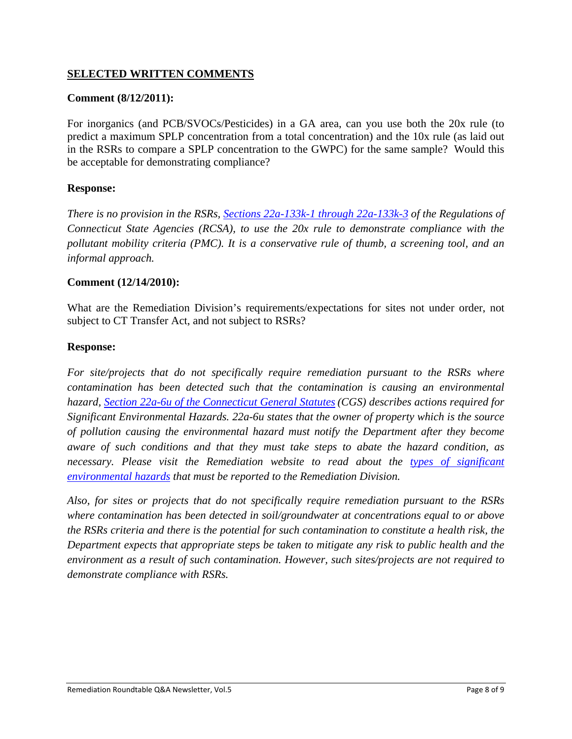## SELECTED WRITTEN COMMENTS

**Comment (8/12/2011):**

For inorganics (and PCB/SVOCs/Pesticides) in a GA area, can you use both the 20x rule (to predict a maximum SPLP concentration from a total concentration) and the 10x rule (as laid out in the RSRs to compare a SPLP concentration to the GWPC) for the same sample? Would this be acceptable for demonstrating compliance?

**Response:**

*There is no provision in the RSRs, [Sections 22a-133k-1 through 22a-133k-3]() of the Regulations of Connecticut State Agencies (RCSA), to use the 20x rule to demonstrate compliance with the pollutant mobility criteria (PMC). It is a conservative rule of thumb, a screening tool, and an informal approach.*

**Comment (12/14/2010):**

What are the Remediation Division's requirements/expectations for sites not under order, not subject to CT Transfer Act, and not subject to RSRs?

**Response:**

*For site/projects that do not specifically require remediation pursuant to the RSRs where contamination has been detected such that the contamination is causing an environmental hazard, [Section 22a-6u of the Connecticut General Statutes]() (CGS) describes actions required for Significant Environmental Hazards. 22a-6u states that the owner of property which is the source of pollution causing the environmental hazard must notify the Department after they become aware of such conditions and that they must take steps to abate the hazard condition, as necessary. Please visit the Remediation website to read about the [types of significant environmental hazards]() that must be reported to the Remediation Division.*

*Also, for sites or projects that do not specifically require remediation pursuant to the RSRs where contamination has been detected in soil/groundwater at concentrations equal to or above the RSRs criteria and there is the potential for such contamination to constitute a health risk, the Department expects that appropriate steps be taken to mitigate any risk to public health and the environment as a result of such contamination. However, such sites/projects are not required to demonstrate compliance with RSRs.*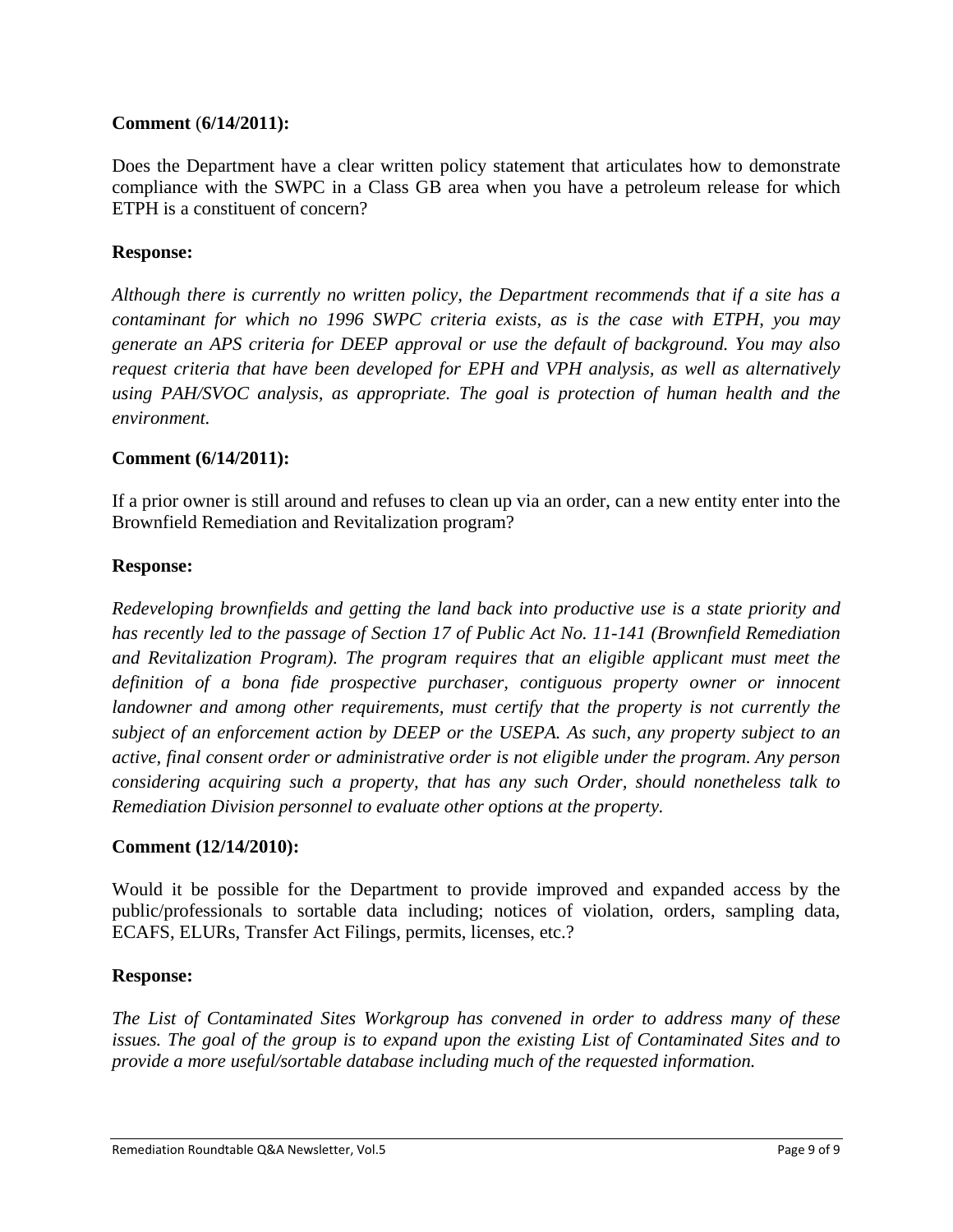**Comment (6/14/2011):**

Does the Department have a clear written policy statement that articulates how to demonstrate compliance with the SWPC in a Class GB area when you have a petroleum release for which ETPH is a constituent of concern?

**Response:**

*Although there is currently no written policy, the Department recommends that if a site has a contaminant for which no 1996 SWPC criteria exists, as is the case with ETPH, you may generate an APS criteria for DEEP approval or use the default of background. You may also request criteria that have been developed for EPH and VPH analysis, as well as alternatively using PAH/SVOC analysis, as appropriate. The goal is protection of human health and the environment.*

**Comment (6/14/2011):**

If a prior owner is still around and refuses to clean up via an order, can a new entity enter into the Brownfield Remediation and Revitalization program?

**Response:**

*Redeveloping brownfields and getting the land back into productive use is a state priority and has recently led to the passage of Section 17 of Public Act No. 11-141 (Brownfield Remediation and Revitalization Program). The program requires that an eligible applicant must meet the definition of a bona fide prospective purchaser, contiguous property owner or innocent landowner and among other requirements, must certify that the property is not currently the subject of an enforcement action by DEEP or the USEPA. As such, any property subject to an active, final consent order or administrative order is not eligible under the program. Any person considering acquiring such a property, that has any such Order, should nonetheless talk to Remediation Division personnel to evaluate other options at the property.*

**Comment (12/14/2010):**

Would it be possible for the Department to provide improved and expanded access by the public/professionals to sortable data including; notices of violation, orders, sampling data, ECAFS, ELURs, Transfer Act Filings, permits, licenses, etc.?

**Response:**

*The List of Contaminated Sites Workgroup has convened in order to address many of these issues. The goal of the group is to expand upon the existing List of Contaminated Sites and to provide a more useful/sortable database including much of the requested information.*